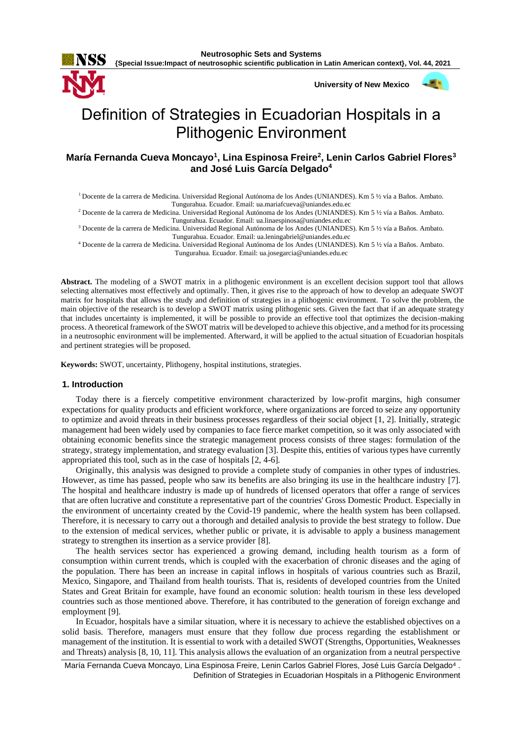# Definition of Strategies in Ecuadorian Hospitals in a Plithogenic Environment

**María Fernanda Cueva Moncayo[1], Lina Espinosa Freire[2], Lenin Carlos Gabriel Flores[3] and José Luis García Delgado[4]**

[1] Docente de la carrera de Medicina. Universidad Regional Autónoma de los Andes (UNIANDES). Km 5 ½ vía a Baños. Ambato. Tungurahua. Ecuador. Email: ua.mariafcueva@uniandes.edu.ec

[2] Docente de la carrera de Medicina. Universidad Regional Autónoma de los Andes (UNIANDES). Km 5 ½ vía a Baños. Ambato. Tungurahua. Ecuador. Email: ua.linaespinosa@uniandes.edu.ec

[3] Docente de la carrera de Medicina. Universidad Regional Autónoma de los Andes (UNIANDES). Km 5 ½ vía a Baños. Ambato. Tungurahua. Ecuador. Email: ua.leningabriel@uniandes.edu.ec

[4] Docente de la carrera de Medicina. Universidad Regional Autónoma de los Andes (UNIANDES). Km 5 ½ vía a Baños. Ambato. Tungurahua. Ecuador. Email: ua.josegarcia@uniandes.edu.ec

**Abstract.** The modeling of a SWOT matrix in a plithogenic environment is an excellent decision support tool that allows selecting alternatives most effectively and optimally. Then, it gives rise to the approach of how to develop an adequate SWOT matrix for hospitals that allows the study and definition of strategies in a plithogenic environment. To solve the problem, the main objective of the research is to develop a SWOT matrix using plithogenic sets. Given the fact that if an adequate strategy that includes uncertainty is implemented, it will be possible to provide an effective tool that optimizes the decision-making process. A theoretical framework of the SWOT matrix will be developed to achieve this objective, and a method for its processing in a neutrosophic environment will be implemented. Afterward, it will be applied to the actual situation of Ecuadorian hospitals and pertinent strategies will be proposed.

**Keywords:** SWOT, uncertainty, Plithogeny, hospital institutions, strategies.

## 1. Introduction

Today there is a fiercely competitive environment characterized by low-profit margins, high consumer expectations for quality products and efficient workforce, where organizations are forced to seize any opportunity to optimize and avoid threats in their business processes regardless of their social object [1, 2]. Initially, strategic management had been widely used by companies to face fierce market competition, so it was only associated with obtaining economic benefits since the strategic management process consists of three stages: formulation of the strategy, strategy implementation, and strategy evaluation [3]. Despite this, entities of various types have currently appropriated this tool, such as in the case of hospitals [2, 4-6].

Originally, this analysis was designed to provide a complete study of companies in other types of industries. However, as time has passed, people who saw its benefits are also bringing its use in the healthcare industry [7]. The hospital and healthcare industry is made up of hundreds of licensed operators that offer a range of services that are often lucrative and constitute a representative part of the countries' Gross Domestic Product. Especially in the environment of uncertainty created by the Covid-19 pandemic, where the health system has been collapsed. Therefore, it is necessary to carry out a thorough and detailed analysis to provide the best strategy to follow. Due to the extension of medical services, whether public or private, it is advisable to apply a business management strategy to strengthen its insertion as a service provider [8].

The health services sector has experienced a growing demand, including health tourism as a form of consumption within current trends, which is coupled with the exacerbation of chronic diseases and the aging of the population. There has been an increase in capital inflows in hospitals of various countries such as Brazil, Mexico, Singapore, and Thailand from health tourists. That is, residents of developed countries from the United States and Great Britain for example, have found an economic solution: health tourism in these less developed countries such as those mentioned above. Therefore, it has contributed to the generation of foreign exchange and employment [9].

In Ecuador, hospitals have a similar situation, where it is necessary to achieve the established objectives on a solid basis. Therefore, managers must ensure that they follow due process regarding the establishment or management of the institution. It is essential to work with a detailed SWOT (Strengths, Opportunities, Weaknesses and Threats) analysis [8, 10, 11]. This analysis allows the evaluation of an organization from a neutral perspective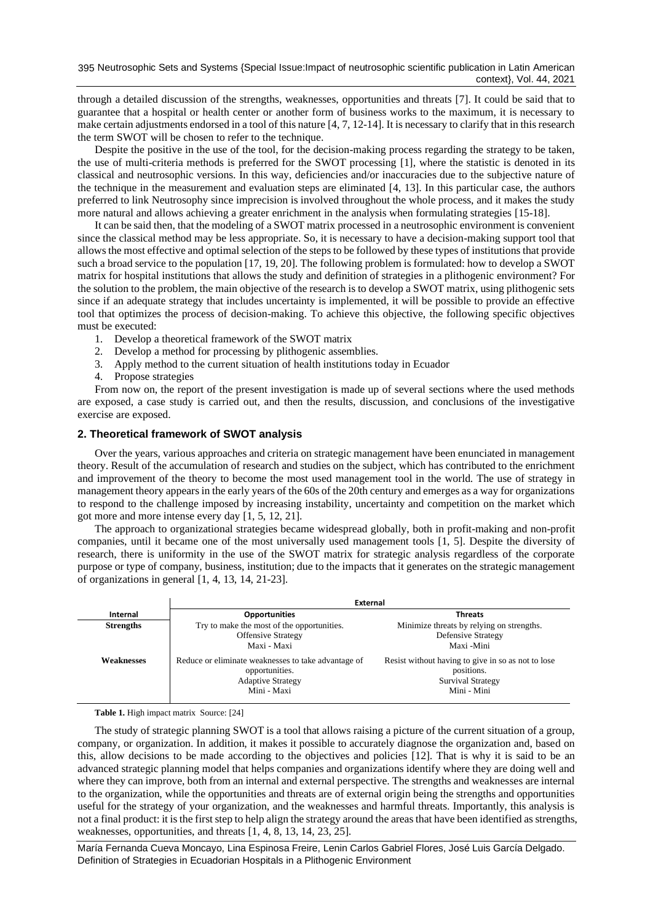through a detailed discussion of the strengths, weaknesses, opportunities and threats [7]. It could be said that to guarantee that a hospital or health center or another form of business works to the maximum, it is necessary to make certain adjustments endorsed in a tool of this nature [4, 7, 12-14]. It is necessary to clarify that in this research the term SWOT will be chosen to refer to the technique.

Despite the positive in the use of the tool, for the decision-making process regarding the strategy to be taken, the use of multi-criteria methods is preferred for the SWOT processing [1], where the statistic is denoted in its classical and neutrosophic versions. In this way, deficiencies and/or inaccuracies due to the subjective nature of the technique in the measurement and evaluation steps are eliminated [4, 13]. In this particular case, the authors preferred to link Neutrosophy since imprecision is involved throughout the whole process, and it makes the study more natural and allows achieving a greater enrichment in the analysis when formulating strategies [15-18].

It can be said then, that the modeling of a SWOT matrix processed in a neutrosophic environment is convenient since the classical method may be less appropriate. So, it is necessary to have a decision-making support tool that allows the most effective and optimal selection of the steps to be followed by these types of institutions that provide such a broad service to the population [17, 19, 20]. The following problem is formulated: how to develop a SWOT matrix for hospital institutions that allows the study and definition of strategies in a plithogenic environment? For the solution to the problem, the main objective of the research is to develop a SWOT matrix, using plithogenic sets since if an adequate strategy that includes uncertainty is implemented, it will be possible to provide an effective tool that optimizes the process of decision-making. To achieve this objective, the following specific objectives must be executed:

1. Develop a theoretical framework of the SWOT matrix
2. Develop a method for processing by plithogenic assemblies.
3. Apply method to the current situation of health institutions today in Ecuador
4. Propose strategies

From now on, the report of the present investigation is made up of several sections where the used methods are exposed, a case study is carried out, and then the results, discussion, and conclusions of the investigative exercise are exposed.

## 2. Theoretical framework of SWOT analysis

Over the years, various approaches and criteria on strategic management have been enunciated in management theory. Result of the accumulation of research and studies on the subject, which has contributed to the enrichment and improvement of the theory to become the most used management tool in the world. The use of strategy in management theory appears in the early years of the 60s of the 20th century and emerges as a way for organizations to respond to the challenge imposed by increasing instability, uncertainty and competition on the market which got more and more intense every day [1, 5, 12, 21].

The approach to organizational strategies became widespread globally, both in profit-making and non-profit companies, until it became one of the most universally used management tools [1, 5]. Despite the diversity of research, there is uniformity in the use of the SWOT matrix for strategic analysis regardless of the corporate purpose or type of company, business, institution; due to the impacts that it generates on the strategic management of organizations in general [1, 4, 13, 14, 21-23].

| | External | |
|---|---|---|
| **Internal** | **Opportunities** | **Threats** |
| **Strengths** | Try to make the most of the opportunities.<br>Offensive Strategy<br>Maxi - Maxi | Minimize threats by relying on strengths.<br>Defensive Strategy<br>Maxi -Mini |
| **Weaknesses** | Reduce or eliminate weaknesses to take advantage of opportunities.<br>Adaptive Strategy<br>Mini - Maxi | Resist without having to give in so as not to lose positions.<br>Survival Strategy<br>Mini - Mini |

**Table 1.** High impact matrix Source: [24]

The study of strategic planning SWOT is a tool that allows raising a picture of the current situation of a group, company, or organization. In addition, it makes it possible to accurately diagnose the organization and, based on this, allow decisions to be made according to the objectives and policies [12]. That is why it is said to be an advanced strategic planning model that helps companies and organizations identify where they are doing well and where they can improve, both from an internal and external perspective. The strengths and weaknesses are internal to the organization, while the opportunities and threats are of external origin being the strengths and opportunities useful for the strategy of your organization, and the weaknesses and harmful threats. Importantly, this analysis is not a final product: it is the first step to help align the strategy around the areas that have been identified as strengths, weaknesses, opportunities, and threats [1, 4, 8, 13, 14, 23, 25].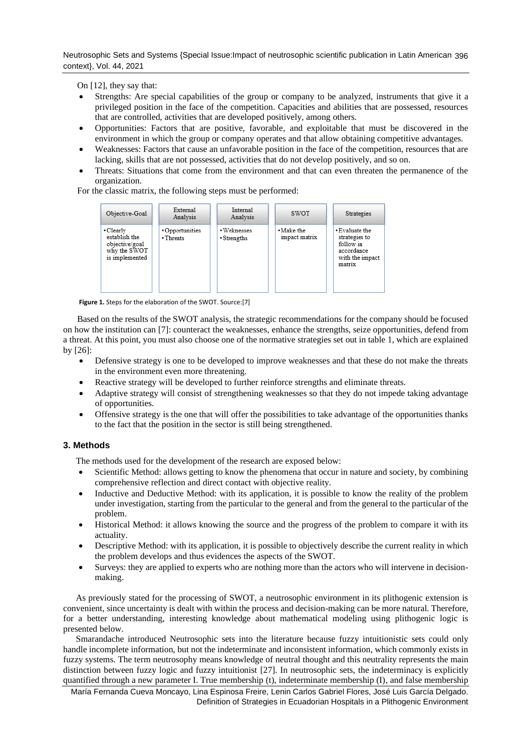On [12], they say that:

- Strengths: Are special capabilities of the group or company to be analyzed, instruments that give it a privileged position in the face of the competition. Capacities and abilities that are possessed, resources that are controlled, activities that are developed positively, among others.
- Opportunities: Factors that are positive, favorable, and exploitable that must be discovered in the environment in which the group or company operates and that allow obtaining competitive advantages.
- Weaknesses: Factors that cause an unfavorable position in the face of the competition, resources that are lacking, skills that are not possessed, activities that do not develop positively, and so on.
- Threats: Situations that come from the environment and that can even threaten the permanence of the organization.

For the classic matrix, the following steps must be performed:

| Objective-Goal | External Analysis | Internal Analysis | SWOT | Strategies |
|---|---|---|---|---|
| • Clearly establish the objective/goal why the SWOT is implemented | • Opportunities<br>• Threats | • Weknesses<br>• Strengths | • Make the impact matrix | • Evaluate the strategies to follow in accordance with the impact matrix |

**Figure 1.** Steps for the elaboration of the SWOT. Source:[7]

Based on the results of the SWOT analysis, the strategic recommendations for the company should be focused on how the institution can [7]: counteract the weaknesses, enhance the strengths, seize opportunities, defend from a threat. At this point, you must also choose one of the normative strategies set out in table 1, which are explained by [26]:

- Defensive strategy is one to be developed to improve weaknesses and that these do not make the threats in the environment even more threatening.
- Reactive strategy will be developed to further reinforce strengths and eliminate threats.
- Adaptive strategy will consist of strengthening weaknesses so that they do not impede taking advantage of opportunities.
- Offensive strategy is the one that will offer the possibilities to take advantage of the opportunities thanks to the fact that the position in the sector is still being strengthened.

### 3. Methods

The methods used for the development of the research are exposed below:

- Scientific Method: allows getting to know the phenomena that occur in nature and society, by combining comprehensive reflection and direct contact with objective reality.
- Inductive and Deductive Method: with its application, it is possible to know the reality of the problem under investigation, starting from the particular to the general and from the general to the particular of the problem.
- Historical Method: it allows knowing the source and the progress of the problem to compare it with its actuality.
- Descriptive Method: with its application, it is possible to objectively describe the current reality in which the problem develops and thus evidences the aspects of the SWOT.
- Surveys: they are applied to experts who are nothing more than the actors who will intervene in decision-making.

As previously stated for the processing of SWOT, a neutrosophic environment in its plithogenic extension is convenient, since uncertainty is dealt with within the process and decision-making can be more natural. Therefore, for a better understanding, interesting knowledge about mathematical modeling using plithogenic logic is presented below.

Smarandache introduced Neutrosophic sets into the literature because fuzzy intuitionistic sets could only handle incomplete information, but not the indeterminate and inconsistent information, which commonly exists in fuzzy systems. The term neutrosophy means knowledge of neutral thought and this neutrality represents the main distinction between fuzzy logic and fuzzy intuitionist [27]. In neutrosophic sets, the indeterminacy is explicitly quantified through a new parameter I. True membership (t), indeterminate membership (I), and false membership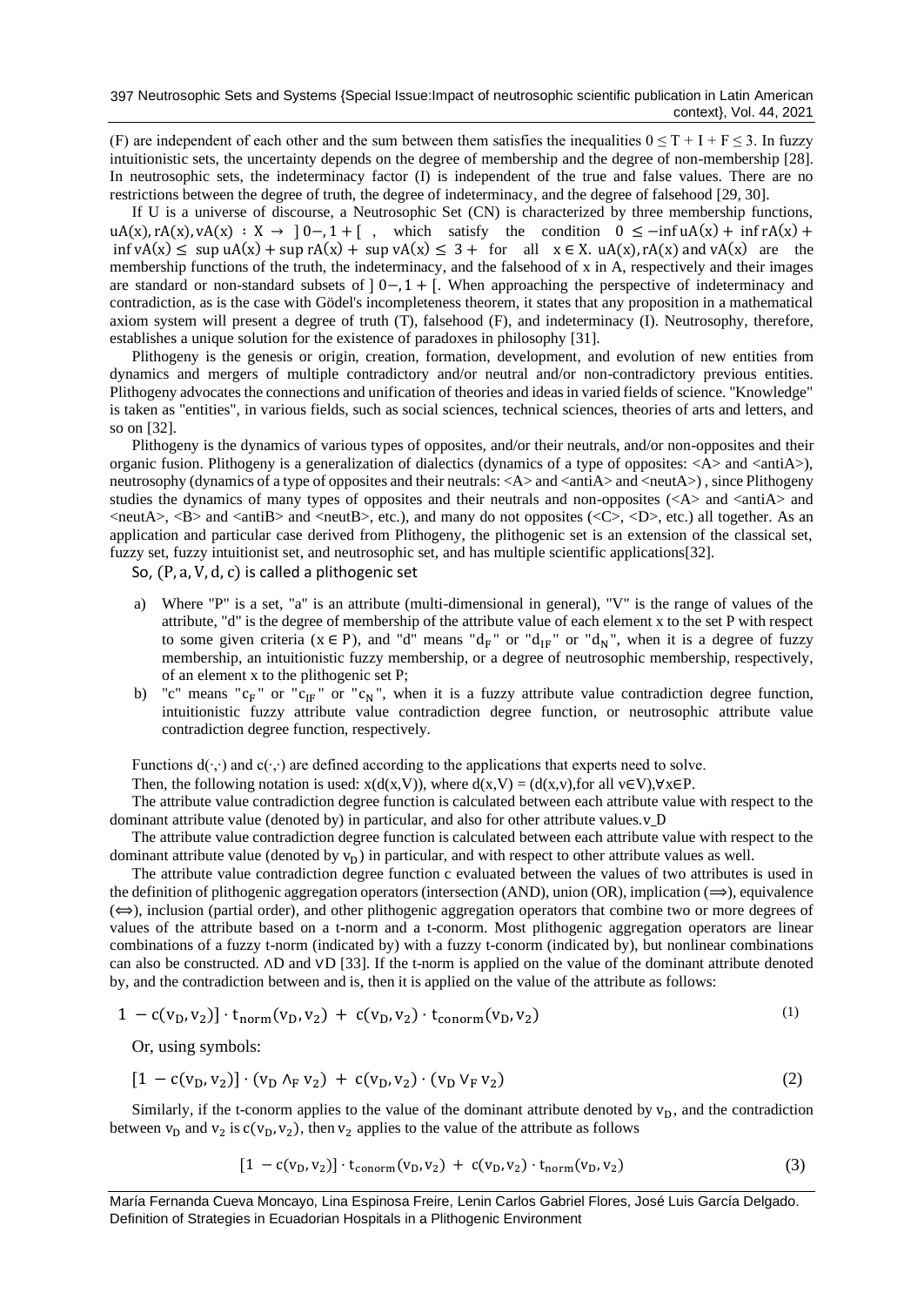(F) are independent of each other and the sum between them satisfies the inequalities $0 \leq T + I + F \leq 3$. In fuzzy intuitionistic sets, the uncertainty depends on the degree of membership and the degree of non-membership [28]. In neutrosophic sets, the indeterminacy factor (I) is independent of the true and false values. There are no restrictions between the degree of truth, the degree of indeterminacy, and the degree of falsehood [29, 30].

If U is a universe of discourse, a Neutrosophic Set (CN) is characterized by three membership functions, $uA(x), rA(x), vA(x) : X \rightarrow \ ]0-, 1+[$ , which satisfy the condition $0 \leq -\inf uA(x) + \inf rA(x) + \inf vA(x) \leq \sup uA(x) + \sup rA(x) + \sup vA(x) \leq 3+$ for all $x \in X$. $uA(x), rA(x)$ and $vA(x)$ are the membership functions of the truth, the indeterminacy, and the falsehood of x in A, respectively and their images are standard or non-standard subsets of $]0-, 1+[$. When approaching the perspective of indeterminacy and contradiction, as is the case with Gödel's incompleteness theorem, it states that any proposition in a mathematical axiom system will present a degree of truth (T), falsehood (F), and indeterminacy (I). Neutrosophy, therefore, establishes a unique solution for the existence of paradoxes in philosophy [31].

Plithogeny is the genesis or origin, creation, formation, development, and evolution of new entities from dynamics and mergers of multiple contradictory and/or neutral and/or non-contradictory previous entities. Plithogeny advocates the connections and unification of theories and ideas in varied fields of science. "Knowledge" is taken as "entities", in various fields, such as social sciences, technical sciences, theories of arts and letters, and so on [32].

Plithogeny is the dynamics of various types of opposites, and/or their neutrals, and/or non-opposites and their organic fusion. Plithogeny is a generalization of dialectics (dynamics of a type of opposites: <A> and <antiA>), neutrosophy (dynamics of a type of opposites and their neutrals: <A> and <antiA> and <neutA>) , since Plithogeny studies the dynamics of many types of opposites and their neutrals and non-opposites (<A> and <antiA> and <neutA>, <B> and <antiB> and <neutB>, etc.), and many do not opposites (<C>, <D>, etc.) all together. As an application and particular case derived from Plithogeny, the plithogenic set is an extension of the classical set, fuzzy set, fuzzy intuitionist set, and neutrosophic set, and has multiple scientific applications[32].

So, (P, a, V, d, c) is called a plithogenic set

a) Where "P" is a set, "a" is an attribute (multi-dimensional in general), "V" is the range of values of the attribute, "d" is the degree of membership of the attribute value of each element x to the set P with respect to some given criteria ($x \in P$), and "d" means "$d_F$" or "$d_{IF}$" or "$d_N$", when it is a degree of fuzzy membership, an intuitionistic fuzzy membership, or a degree of neutrosophic membership, respectively, of an element x to the plithogenic set P;
b) "c" means "$c_F$" or "$c_{IF}$" or "$c_N$", when it is a fuzzy attribute value contradiction degree function, intuitionistic fuzzy attribute value contradiction degree function, or neutrosophic attribute value contradiction degree function, respectively.

Functions $d(\cdot,\cdot)$ and $c(\cdot,\cdot)$ are defined according to the applications that experts need to solve.

Then, the following notation is used: $x(d(x,V))$, where $d(x,V) = (d(x,v)$, for all $v \in V), \forall x \in P$.

The attribute value contradiction degree function is calculated between each attribute value with respect to the dominant attribute value (denoted by) in particular, and also for other attribute values.v_D

The attribute value contradiction degree function is calculated between each attribute value with respect to the dominant attribute value (denoted by $v_D$) in particular, and with respect to other attribute values as well.

The attribute value contradiction degree function c evaluated between the values of two attributes is used in the definition of plithogenic aggregation operators (intersection (AND), union (OR), implication ($\Rightarrow$), equivalence ($\Leftrightarrow$), inclusion (partial order), and other plithogenic aggregation operators that combine two or more degrees of values of the attribute based on a t-norm and a t-conorm. Most plithogenic aggregation operators are linear combinations of a fuzzy t-norm (indicated by) with a fuzzy t-conorm (indicated by), but nonlinear combinations can also be constructed. $\wedge D$ and $\vee D$ [33]. If the t-norm is applied on the value of the dominant attribute denoted by, and the contradiction between and is, then it is applied on the value of the attribute as follows:

$$1 - c(v_D, v_2)] \cdot t_{norm}(v_D, v_2) + c(v_D, v_2) \cdot t_{conorm}(v_D, v_2) \quad (1)$$

Or, using symbols:

$$[1 - c(v_D, v_2)] \cdot (v_D \wedge_F v_2) + c(v_D, v_2) \cdot (v_D \vee_F v_2) \quad (2)$$

Similarly, if the t-conorm applies to the value of the dominant attribute denoted by $v_D$, and the contradiction between $v_D$ and $v_2$ is $c(v_D, v_2)$, then $v_2$ applies to the value of the attribute as follows

$$[1 - c(v_D, v_2)] \cdot t_{conorm}(v_D, v_2) + c(v_D, v_2) \cdot t_{norm}(v_D, v_2) \quad (3)$$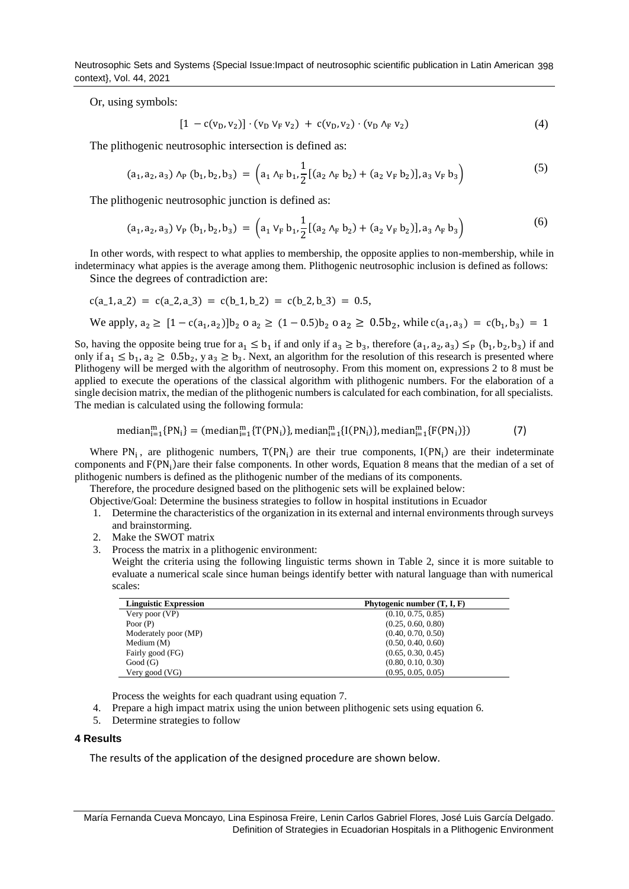Or, using symbols:

$$[1 - c(v_D, v_2)] \cdot (v_D \vee_F v_2) + c(v_D, v_2) \cdot (v_D \wedge_F v_2) \tag{4}$$

The plithogenic neutrosophic intersection is defined as:

$$(a_1, a_2, a_3) \wedge_P (b_1, b_2, b_3) = \left(a_1 \wedge_F b_1, \frac{1}{2}[(a_2 \wedge_F b_2) + (a_2 \vee_F b_2)], a_3 \vee_F b_3\right) \tag{5}$$

The plithogenic neutrosophic junction is defined as:

$$(a_1, a_2, a_3) \vee_P (b_1, b_2, b_3) = \left(a_1 \vee_F b_1, \frac{1}{2}[(a_2 \wedge_F b_2) + (a_2 \vee_F b_2)], a_3 \wedge_F b_3\right) \tag{6}$$

In other words, with respect to what applies to membership, the opposite applies to non-membership, while in indeterminacy what appies is the average among them. Plithogenic neutrosophic inclusion is defined as follows:

Since the degrees of contradiction are:

$$c(a\_1, a\_2) = c(a\_2, a\_3) = c(b\_1, b\_2) = c(b\_2, b\_3) = 0.5,$$

We apply, $a_2 \geq [1 - c(a_1, a_2)]b_2$ o $a_2 \geq (1 - 0.5)b_2$ o $a_2 \geq 0.5b_2$, while $c(a_1, a_3) = c(b_1, b_3) = 1$

So, having the opposite being true for $a_1 \leq b_1$ if and only if $a_3 \geq b_3$, therefore $(a_1, a_2, a_3) \leq_P (b_1, b_2, b_3)$ if and only if $a_1 \leq b_1, a_2 \geq 0.5b_2$, y $a_3 \geq b_3$. Next, an algorithm for the resolution of this research is presented where Plithogeny will be merged with the algorithm of neutrosophy. From this moment on, expressions 2 to 8 must be applied to execute the operations of the classical algorithm with plithogenic numbers. For the elaboration of a single decision matrix, the median of the plithogenic numbers is calculated for each combination, for all specialists. The median is calculated using the following formula:

$$\text{median}_{i=1}^{m}\{PN_i\} = (\text{median}_{i=1}^{m}\{T(PN_i)\}, \text{median}_{i=1}^{m}\{I(PN_i)\}, \text{median}_{i=1}^{m}\{F(PN_i)\}) \tag{7}$$

Where $PN_i$, are plithogenic numbers, $T(PN_i)$ are their true components, $I(PN_i)$ are their indeterminate components and $F(PN_i)$are their false components. In other words, Equation 8 means that the median of a set of plithogenic numbers is defined as the plithogenic number of the medians of its components.

Therefore, the procedure designed based on the plithogenic sets will be explained below:

Objective/Goal: Determine the business strategies to follow in hospital institutions in Ecuador

1. Determine the characteristics of the organization in its external and internal environments through surveys and brainstorming.
2. Make the SWOT matrix
3. Process the matrix in a plithogenic environment:

   Weight the criteria using the following linguistic terms shown in Table 2, since it is more suitable to evaluate a numerical scale since human beings identify better with natural language than with numerical scales:

| Linguistic Expression | Phytogenic number (T, I, F) |
|---|---|
| Very poor (VP) | (0.10, 0.75, 0.85) |
| Poor (P) | (0.25, 0.60, 0.80) |
| Moderately poor (MP) | (0.40, 0.70, 0.50) |
| Medium (M) | (0.50, 0.40, 0.60) |
| Fairly good (FG) | (0.65, 0.30, 0.45) |
| Good (G) | (0.80, 0.10, 0.30) |
| Very good (VG) | (0.95, 0.05, 0.05) |

   Process the weights for each quadrant using equation 7.

4. Prepare a high impact matrix using the union between plithogenic sets using equation 6.
5. Determine strategies to follow

## 4 Results

The results of the application of the designed procedure are shown below.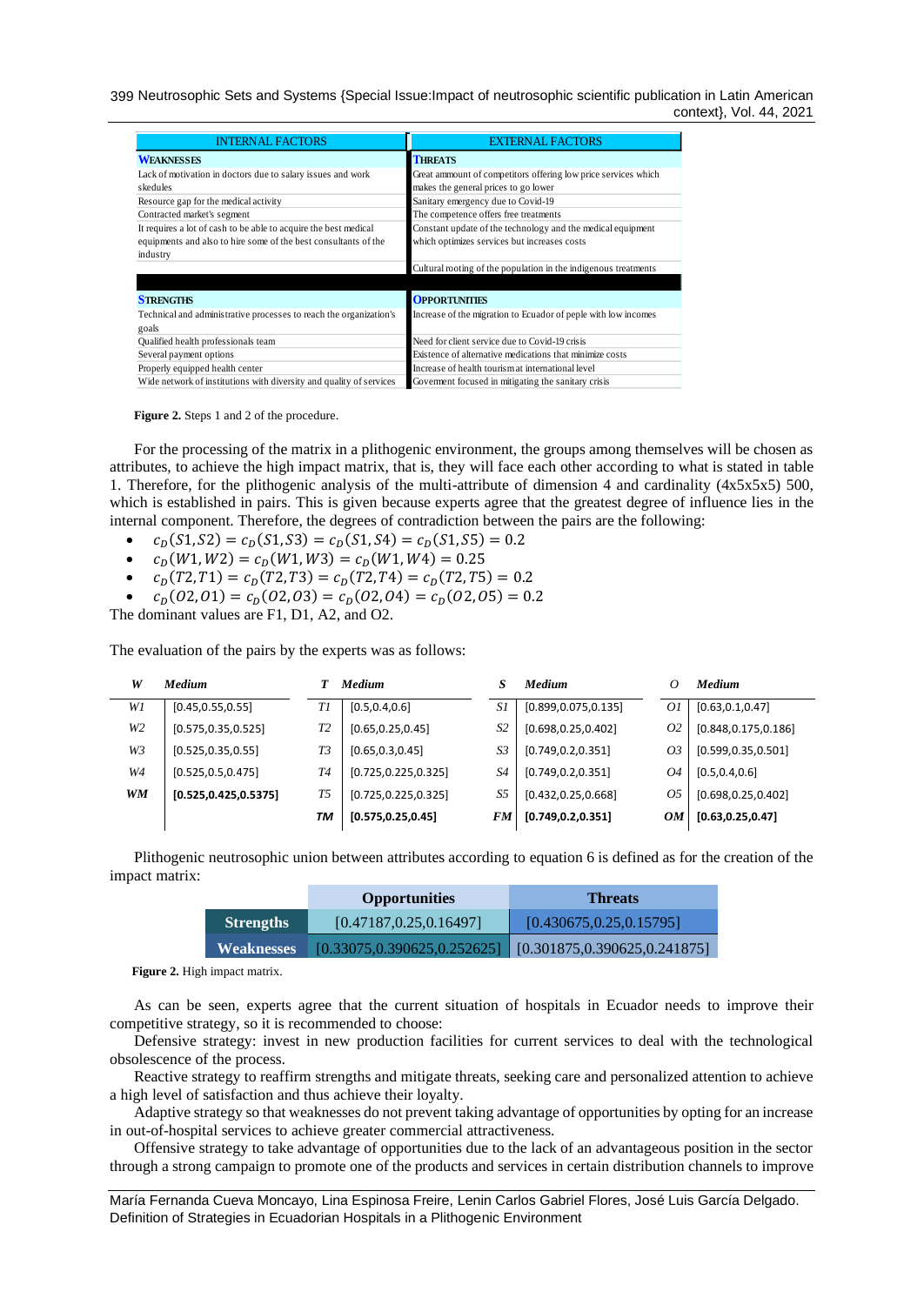| INTERNAL FACTORS | EXTERNAL FACTORS |
|---|---|
| **WEAKNESSES** | **THREATS** |
| Lack of motivation in doctors due to salary issues and work skedules | Great ammount of competitors offering low price services which makes the general prices to go lower |
| Resource gap for the medical activity | Sanitary emergency due to Covid-19 |
| Contracted market's segment | The competence offers free treatments |
| It requires a lot of cash to be able to acquire the best medical equipments and also to hire some of the best consultants of the industry | Constant update of the technology and the medical equipment which optimizes services but increases costs |
| | Cultural rooting of the population in the indigenous treatments |
| **STRENGTHS** | **OPPORTUNITIES** |
| Technical and administrative processes to reach the organization's goals | Increase of the migration to Ecuador of peple with low incomes |
| Qualified health professionals team | Need for client service due to Covid-19 crisis |
| Several payment options | Existence of alternative medications that minimize costs |
| Properly equipped health center | Increase of health tourism at international level |
| Wide network of institutions with diversity and quality of services | Goverment focused in mitigating the sanitary crisis |

**Figure 2.** Steps 1 and 2 of the procedure.

For the processing of the matrix in a plithogenic environment, the groups among themselves will be chosen as attributes, to achieve the high impact matrix, that is, they will face each other according to what is stated in table 1. Therefore, for the plithogenic analysis of the multi-attribute of dimension 4 and cardinality (4x5x5x5) 500, which is established in pairs. This is given because experts agree that the greatest degree of influence lies in the internal component. Therefore, the degrees of contradiction between the pairs are the following:

- $c_D(S1, S2) = c_D(S1, S3) = c_D(S1, S4) = c_D(S1, S5) = 0.2$
- $c_D(W1, W2) = c_D(W1, W3) = c_D(W1, W4) = 0.25$
- $c_D(T2, T1) = c_D(T2, T3) = c_D(T2, T4) = c_D(T2, T5) = 0.2$
- $c_D(O2, O1) = c_D(O2, O3) = c_D(O2, O4) = c_D(O2, O5) = 0.2$

The dominant values are F1, D1, A2, and O2.

The evaluation of the pairs by the experts was as follows:

| *W* | *Medium* | *T* | *Medium* | *S* | *Medium* | *O* | *Medium* |
|---|---|---|---|---|---|---|---|
| *W1* | [0.45,0.55,0.55] | *T1* | [0.5,0.4,0.6] | *S1* | [0.899,0.075,0.135] | *O1* | [0.63,0.1,0.47] |
| *W2* | [0.575,0.35,0.525] | *T2* | [0.65,0.25,0.45] | *S2* | [0.698,0.25,0.402] | *O2* | [0.848,0.175,0.186] |
| *W3* | [0.525,0.35,0.55] | *T3* | [0.65,0.3,0.45] | *S3* | [0.749,0.2,0.351] | *O3* | [0.599,0.35,0.501] |
| *W4* | [0.525,0.5,0.475] | *T4* | [0.725,0.225,0.325] | *S4* | [0.749,0.2,0.351] | *O4* | [0.5,0.4,0.6] |
| ***WM*** | **[0.525,0.425,0.5375]** | *T5* | [0.725,0.225,0.325] | *S5* | [0.432,0.25,0.668] | *O5* | [0.698,0.25,0.402] |
| | | ***TM*** | **[0.575,0.25,0.45]** | ***FM*** | **[0.749,0.2,0.351]** | ***OM*** | **[0.63,0.25,0.47]** |

Plithogenic neutrosophic union between attributes according to equation 6 is defined as for the creation of the impact matrix:

| | **Opportunities** | **Threats** |
|---|---|---|
| **Strengths** | [0.47187,0.25,0.16497] | [0.430675,0.25,0.15795] |
| **Weaknesses** | [0.33075,0.390625,0.252625] | [0.301875,0.390625,0.241875] |

**Figure 2.** High impact matrix.

As can be seen, experts agree that the current situation of hospitals in Ecuador needs to improve their competitive strategy, so it is recommended to choose:

Defensive strategy: invest in new production facilities for current services to deal with the technological obsolescence of the process.

Reactive strategy to reaffirm strengths and mitigate threats, seeking care and personalized attention to achieve a high level of satisfaction and thus achieve their loyalty.

Adaptive strategy so that weaknesses do not prevent taking advantage of opportunities by opting for an increase in out-of-hospital services to achieve greater commercial attractiveness.

Offensive strategy to take advantage of opportunities due to the lack of an advantageous position in the sector through a strong campaign to promote one of the products and services in certain distribution channels to improve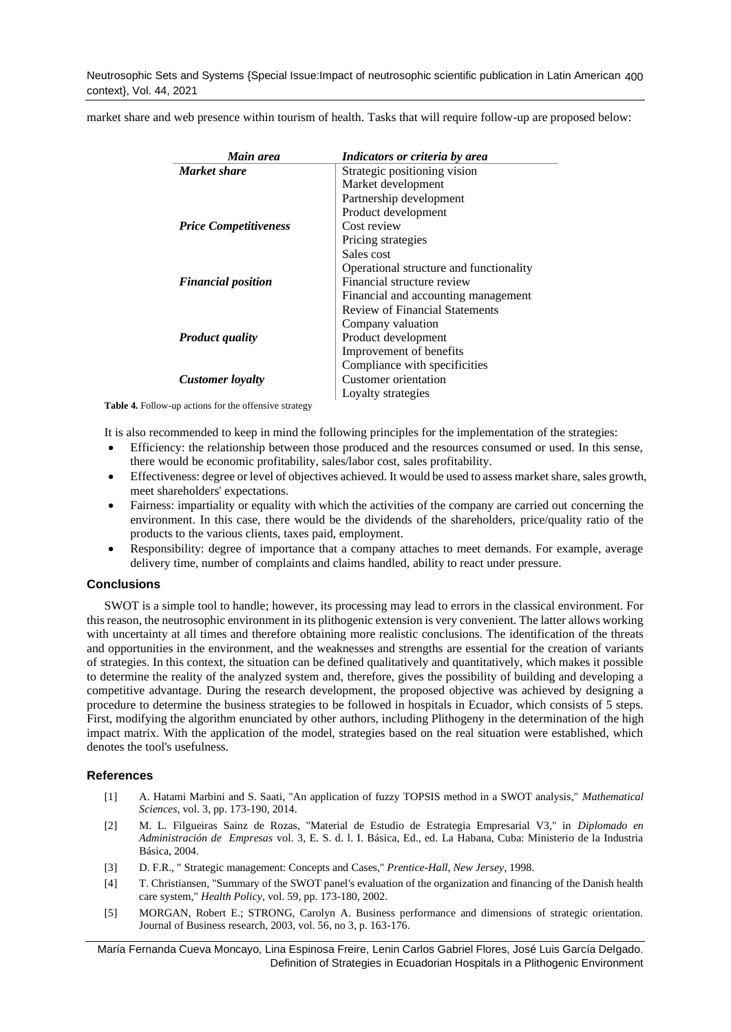market share and web presence within tourism of health. Tasks that will require follow-up are proposed below:

| *Main area* | *Indicators or criteria by area* |
|---|---|
| ***Market share*** | Strategic positioning vision |
| | Market development |
| | Partnership development |
| | Product development |
| ***Price Competitiveness*** | Cost review |
| | Pricing strategies |
| | Sales cost |
| | Operational structure and functionality |
| ***Financial position*** | Financial structure review |
| | Financial and accounting management |
| | Review of Financial Statements |
| | Company valuation |
| ***Product quality*** | Product development |
| | Improvement of benefits |
| | Compliance with specificities |
| ***Customer loyalty*** | Customer orientation |
| | Loyalty strategies |

**Table 4.** Follow-up actions for the offensive strategy

It is also recommended to keep in mind the following principles for the implementation of the strategies:

- Efficiency: the relationship between those produced and the resources consumed or used. In this sense, there would be economic profitability, sales/labor cost, sales profitability.
- Effectiveness: degree or level of objectives achieved. It would be used to assess market share, sales growth, meet shareholders' expectations.
- Fairness: impartiality or equality with which the activities of the company are carried out concerning the environment. In this case, there would be the dividends of the shareholders, price/quality ratio of the products to the various clients, taxes paid, employment.
- Responsibility: degree of importance that a company attaches to meet demands. For example, average delivery time, number of complaints and claims handled, ability to react under pressure.

## Conclusions

SWOT is a simple tool to handle; however, its processing may lead to errors in the classical environment. For this reason, the neutrosophic environment in its plithogenic extension is very convenient. The latter allows working with uncertainty at all times and therefore obtaining more realistic conclusions. The identification of the threats and opportunities in the environment, and the weaknesses and strengths are essential for the creation of variants of strategies. In this context, the situation can be defined qualitatively and quantitatively, which makes it possible to determine the reality of the analyzed system and, therefore, gives the possibility of building and developing a competitive advantage. During the research development, the proposed objective was achieved by designing a procedure to determine the business strategies to be followed in hospitals in Ecuador, which consists of 5 steps. First, modifying the algorithm enunciated by other authors, including Plithogeny in the determination of the high impact matrix. With the application of the model, strategies based on the real situation were established, which denotes the tool's usefulness.

## References

[1] A. Hatami Marbini and S. Saati, "An application of fuzzy TOPSIS method in a SWOT analysis," *Mathematical Sciences,* vol. 3, pp. 173-190, 2014.

[2] M. L. Filgueiras Sainz de Rozas, "Material de Estudio de Estrategia Empresarial V3," in *Diplomado en Administración de Empresas* vol. 3, E. S. d. l. I. Básica, Ed., ed. La Habana, Cuba: Ministerio de la Industria Básica, 2004.

[3] D. F.R., " Strategic management: Concepts and Cases," *Prentice-Hall, New Jersey,* 1998.

[4] T. Christiansen, "Summary of the SWOT panel's evaluation of the organization and financing of the Danish health care system," *Health Policy,* vol. 59, pp. 173-180, 2002.

[5] MORGAN, Robert E.; STRONG, Carolyn A. Business performance and dimensions of strategic orientation. Journal of Business research, 2003, vol. 56, no 3, p. 163-176.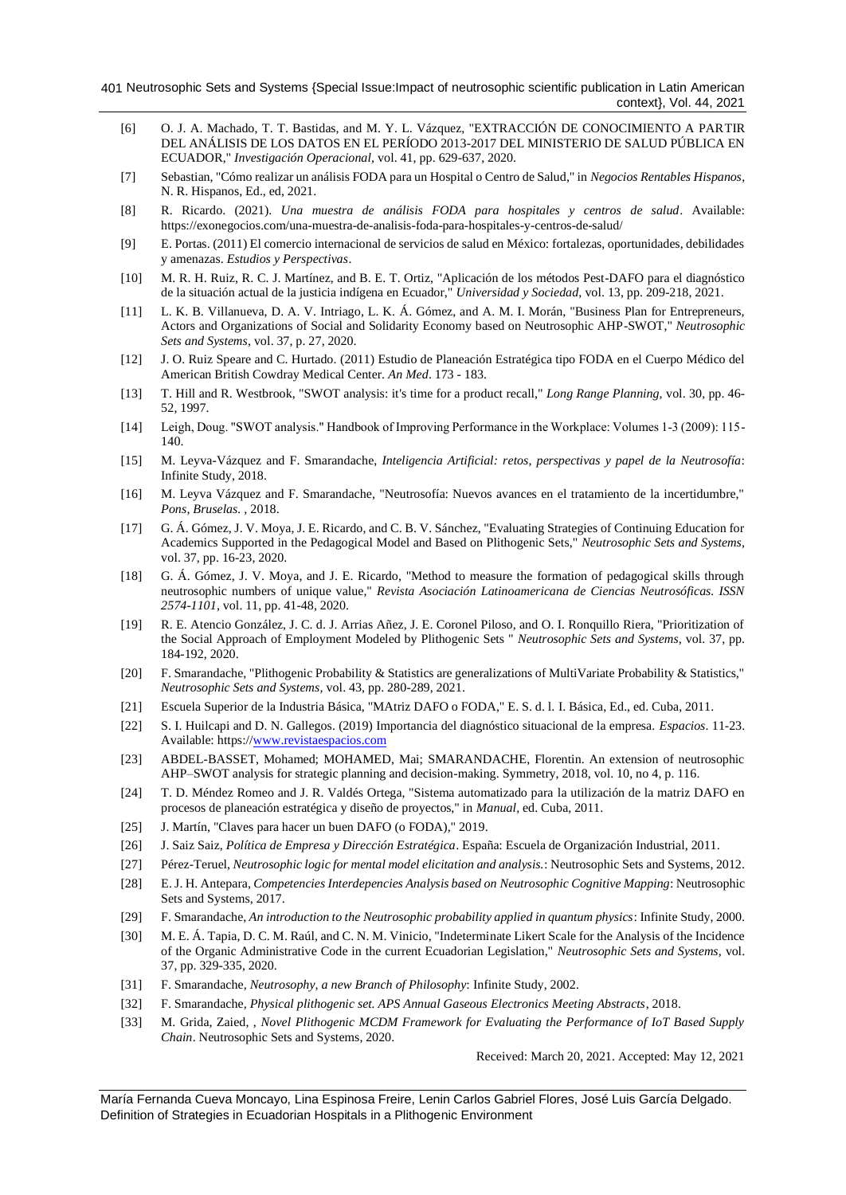[6] O. J. A. Machado, T. T. Bastidas, and M. Y. L. Vázquez, "EXTRACCIÓN DE CONOCIMIENTO A PARTIR DEL ANÁLISIS DE LOS DATOS EN EL PERÍODO 2013-2017 DEL MINISTERIO DE SALUD PÚBLICA EN ECUADOR," *Investigación Operacional*, vol. 41, pp. 629-637, 2020.

[7] Sebastian, "Cómo realizar un análisis FODA para un Hospital o Centro de Salud," in *Negocios Rentables Hispanos*, N. R. Hispanos, Ed., ed, 2021.

[8] R. Ricardo. (2021). *Una muestra de análisis FODA para hospitales y centros de salud*. Available: https://exonegocios.com/una-muestra-de-analisis-foda-para-hospitales-y-centros-de-salud/

[9] E. Portas. (2011) El comercio internacional de servicios de salud en México: fortalezas, oportunidades, debilidades y amenazas. *Estudios y Perspectivas*.

[10] M. R. H. Ruiz, R. C. J. Martínez, and B. E. T. Ortiz, "Aplicación de los métodos Pest-DAFO para el diagnóstico de la situación actual de la justicia indígena en Ecuador," *Universidad y Sociedad*, vol. 13, pp. 209-218, 2021.

[11] L. K. B. Villanueva, D. A. V. Intriago, L. K. Á. Gómez, and A. M. I. Morán, "Business Plan for Entrepreneurs, Actors and Organizations of Social and Solidarity Economy based on Neutrosophic AHP-SWOT," *Neutrosophic Sets and Systems*, vol. 37, p. 27, 2020.

[12] J. O. Ruiz Speare and C. Hurtado. (2011) Estudio de Planeación Estratégica tipo FODA en el Cuerpo Médico del American British Cowdray Medical Center. *An Med*. 173 - 183.

[13] T. Hill and R. Westbrook, "SWOT analysis: it's time for a product recall," *Long Range Planning*, vol. 30, pp. 46-52, 1997.

[14] Leigh, Doug. "SWOT analysis." Handbook of Improving Performance in the Workplace: Volumes 1-3 (2009): 115-140.

[15] M. Leyva-Vázquez and F. Smarandache, *Inteligencia Artificial: retos, perspectivas y papel de la Neutrosofía*: Infinite Study, 2018.

[16] M. Leyva Vázquez and F. Smarandache, "Neutrosofía: Nuevos avances en el tratamiento de la incertidumbre," *Pons, Bruselas.* , 2018.

[17] G. Á. Gómez, J. V. Moya, J. E. Ricardo, and C. B. V. Sánchez, "Evaluating Strategies of Continuing Education for Academics Supported in the Pedagogical Model and Based on Plithogenic Sets," *Neutrosophic Sets and Systems*, vol. 37, pp. 16-23, 2020.

[18] G. Á. Gómez, J. V. Moya, and J. E. Ricardo, "Method to measure the formation of pedagogical skills through neutrosophic numbers of unique value," *Revista Asociación Latinoamericana de Ciencias Neutrosóficas. ISSN 2574-1101*, vol. 11, pp. 41-48, 2020.

[19] R. E. Atencio González, J. C. d. J. Arrias Añez, J. E. Coronel Piloso, and O. I. Ronquillo Riera, "Prioritization of the Social Approach of Employment Modeled by Plithogenic Sets " *Neutrosophic Sets and Systems*, vol. 37, pp. 184-192, 2020.

[20] F. Smarandache, "Plithogenic Probability & Statistics are generalizations of MultiVariate Probability & Statistics," *Neutrosophic Sets and Systems*, vol. 43, pp. 280-289, 2021.

[21] Escuela Superior de la Industria Básica, "MAtriz DAFO o FODA," E. S. d. l. I. Básica, Ed., ed. Cuba, 2011.

[22] S. I. Huilcapi and D. N. Gallegos. (2019) Importancia del diagnóstico situacional de la empresa. *Espacios*. 11-23. Available: https://www.revistaespacios.com

[23] ABDEL-BASSET, Mohamed; MOHAMED, Mai; SMARANDACHE, Florentin. An extension of neutrosophic AHP–SWOT analysis for strategic planning and decision-making. Symmetry, 2018, vol. 10, no 4, p. 116.

[24] T. D. Méndez Romeo and J. R. Valdés Ortega, "Sistema automatizado para la utilización de la matriz DAFO en procesos de planeación estratégica y diseño de proyectos," in *Manual*, ed. Cuba, 2011.

[25] J. Martín, "Claves para hacer un buen DAFO (o FODA)," 2019.

[26] J. Saiz Saiz, *Política de Empresa y Dirección Estratégica*. España: Escuela de Organización Industrial, 2011.

[27] Pérez-Teruel, *Neutrosophic logic for mental model elicitation and analysis.*: Neutrosophic Sets and Systems, 2012.

[28] E. J. H. Antepara, *Competencies Interdepencies Analysis based on Neutrosophic Cognitive Mapping*: Neutrosophic Sets and Systems, 2017.

[29] F. Smarandache, *An introduction to the Neutrosophic probability applied in quantum physics*: Infinite Study, 2000.

[30] M. E. Á. Tapia, D. C. M. Raúl, and C. N. M. Vinicio, "Indeterminate Likert Scale for the Analysis of the Incidence of the Organic Administrative Code in the current Ecuadorian Legislation," *Neutrosophic Sets and Systems*, vol. 37, pp. 329-335, 2020.

[31] F. Smarandache, *Neutrosophy, a new Branch of Philosophy*: Infinite Study, 2002.

[32] F. Smarandache, *Physical plithogenic set. APS Annual Gaseous Electronics Meeting Abstracts*, 2018.

[33] M. Grida, Zaied, , *Novel Plithogenic MCDM Framework for Evaluating the Performance of IoT Based Supply Chain*. Neutrosophic Sets and Systems, 2020.

Received: March 20, 2021. Accepted: May 12, 2021